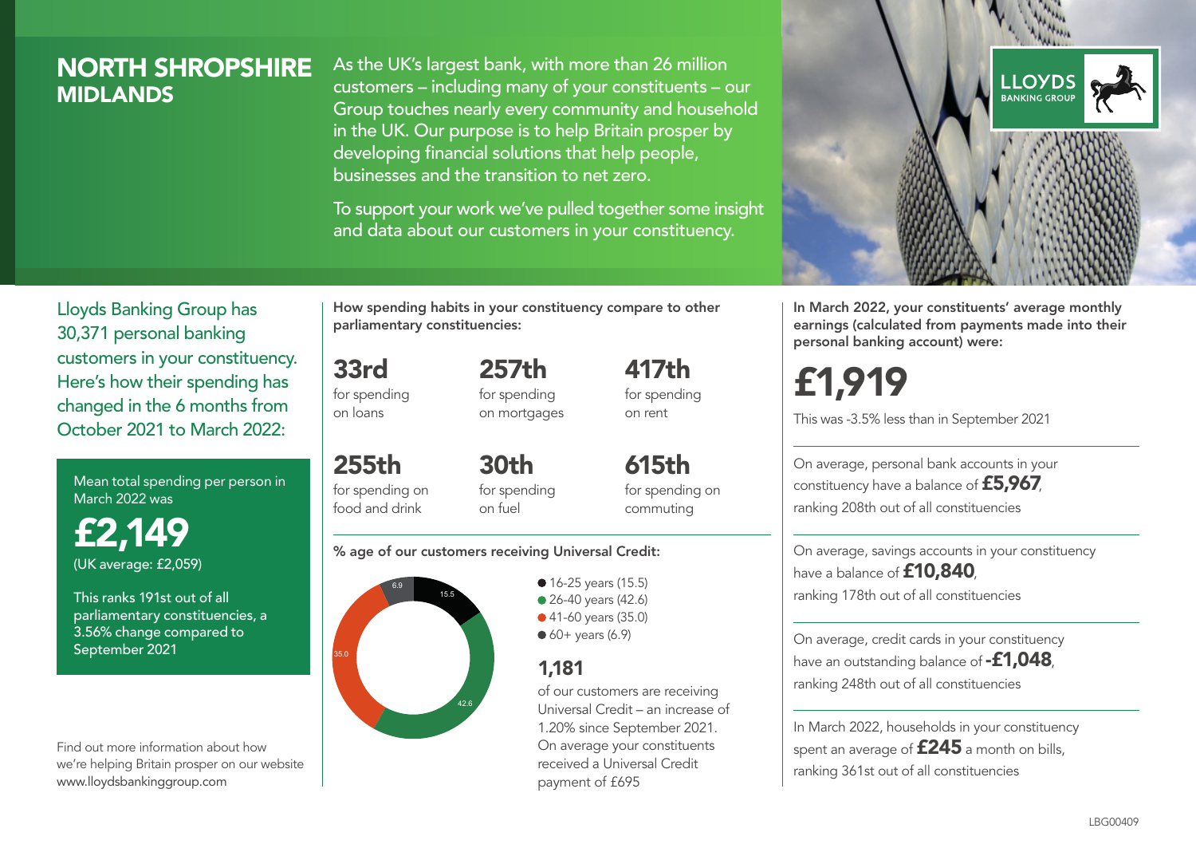# NORTH SHROPSHIRE
## MIDLANDS

As the UK's largest bank, with more than 26 million customers – including many of your constituents – our Group touches nearly every community and household in the UK. Our purpose is to help Britain prosper by developing financial solutions that help people, businesses and the transition to net zero.

To support your work we've pulled together some insight and data about our customers in your constituency.

LLOYDS BANKING GROUP

Lloyds Banking Group has 30,371 personal banking customers in your constituency. Here's how their spending has changed in the 6 months from October 2021 to March 2022:

Mean total spending per person in March 2022 was

**£2,149**

(UK average: £2,059)

This ranks 191st out of all parliamentary constituencies, a 3.56% change compared to September 2021

Find out more information about how we're helping Britain prosper on our website www.lloydsbankinggroup.com

**How spending habits in your constituency compare to other parliamentary constituencies:**

**33rd** for spending on loans

**257th** for spending on mortgages

**417th** for spending on rent

**255th** for spending on food and drink

**30th** for spending on fuel

**615th** for spending on commuting

**% age of our customers receiving Universal Credit:**

- 16-25 years (15.5)
- 26-40 years (42.6)
- 41-60 years (35.0)
- 60+ years (6.9)

**1,181**

of our customers are receiving Universal Credit – an increase of 1.20% since September 2021. On average your constituents received a Universal Credit payment of £695

**In March 2022, your constituents' average monthly earnings (calculated from payments made into their personal banking account) were:**

**£1,919**

This was -3.5% less than in September 2021

On average, personal bank accounts in your constituency have a balance of **£5,967**, ranking 208th out of all constituencies

On average, savings accounts in your constituency have a balance of **£10,840**, ranking 178th out of all constituencies

On average, credit cards in your constituency have an outstanding balance of **-£1,048**, ranking 248th out of all constituencies

In March 2022, households in your constituency spent an average of **£245** a month on bills, ranking 361st out of all constituencies

LBG00409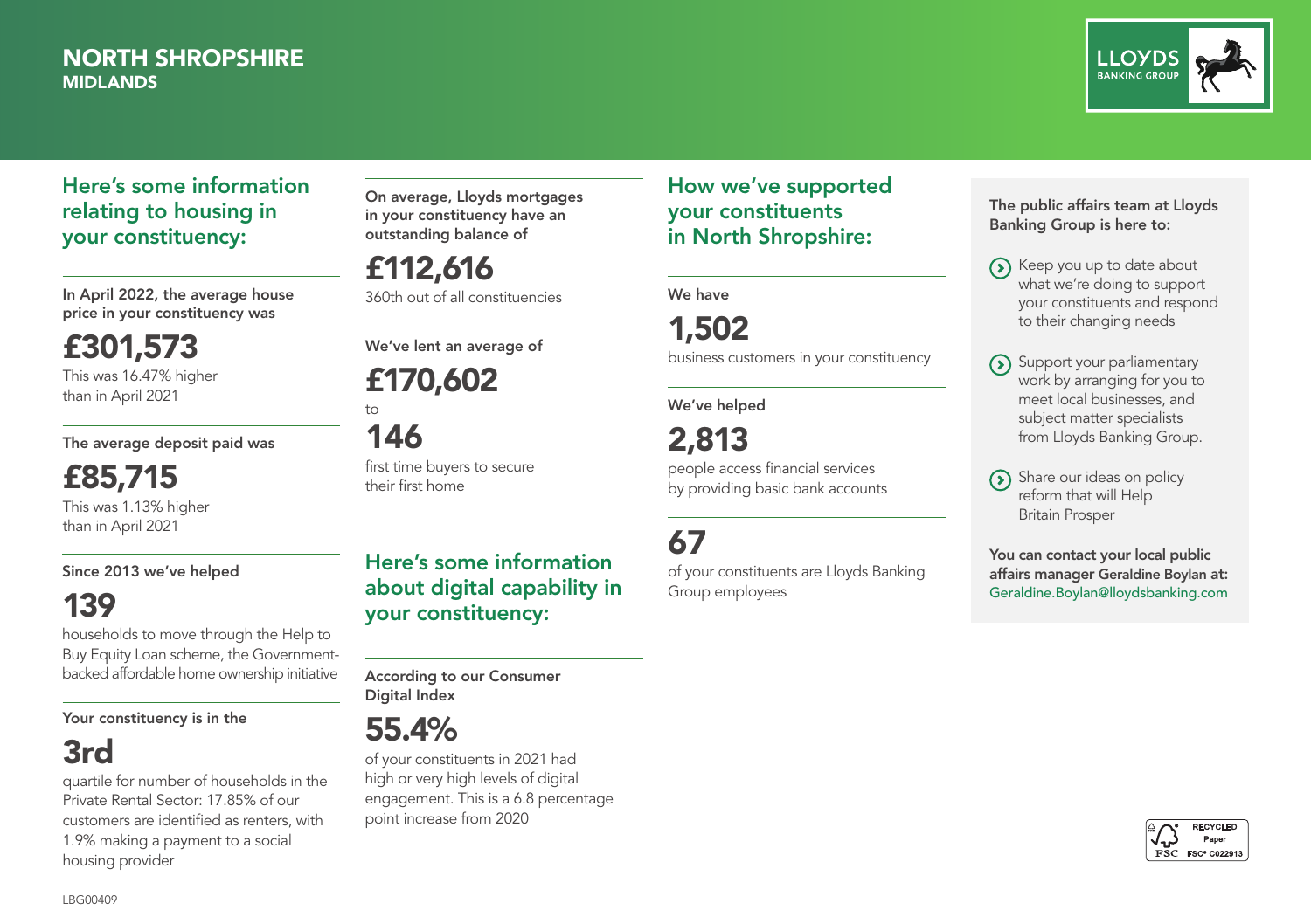# NORTH SHROPSHIRE
## MIDLANDS

## Here's some information relating to housing in your constituency:

**In April 2022, the average house price in your constituency was**

**£301,573**

This was 16.47% higher than in April 2021

**The average deposit paid was**

**£85,715**

This was 1.13% higher than in April 2021

**Since 2013 we've helped**

**139**

households to move through the Help to Buy Equity Loan scheme, the Government-backed affordable home ownership initiative

**Your constituency is in the**

**3rd**

quartile for number of households in the Private Rental Sector: 17.85% of our customers are identified as renters, with 1.9% making a payment to a social housing provider

**On average, Lloyds mortgages in your constituency have an outstanding balance of**

**£112,616**

360th out of all constituencies

**We've lent an average of**

**£170,602**

to

**146**

first time buyers to secure their first home

## Here's some information about digital capability in your constituency:

**According to our Consumer Digital Index**

**55.4%**

of your constituents in 2021 had high or very high levels of digital engagement. This is a 6.8 percentage point increase from 2020

## How we've supported your constituents in North Shropshire:

**We have**

**1,502**

business customers in your constituency

**We've helped**

**2,813**

people access financial services by providing basic bank accounts

**67**

of your constituents are Lloyds Banking Group employees

**The public affairs team at Lloyds Banking Group is here to:**

- Keep you up to date about what we're doing to support your constituents and respond to their changing needs
- Support your parliamentary work by arranging for you to meet local businesses, and subject matter specialists from Lloyds Banking Group.
- Share our ideas on policy reform that will Help Britain Prosper

**You can contact your local public affairs manager Geraldine Boylan at:**
Geraldine.Boylan@lloydsbanking.com

LBG00409